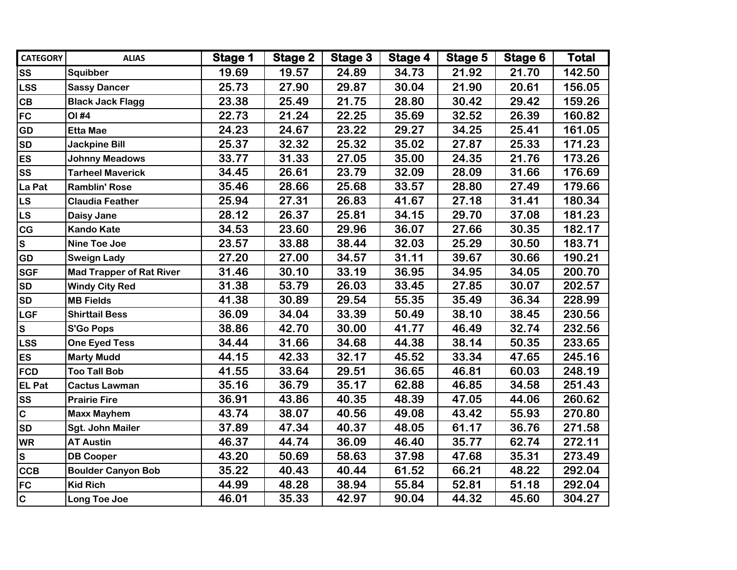| CATEGORY | ALIAS | Stage 1 | Stage 2 | Stage 3 | Stage 4 | Stage 5 | Stage 6 | Total |
|---|---|---|---|---|---|---|---|---|
| SS | Squibber | 19.69 | 19.57 | 24.89 | 34.73 | 21.92 | 21.70 | 142.50 |
| LSS | Sassy Dancer | 25.73 | 27.90 | 29.87 | 30.04 | 21.90 | 20.61 | 156.05 |
| CB | Black Jack Flagg | 23.38 | 25.49 | 21.75 | 28.80 | 30.42 | 29.42 | 159.26 |
| FC | Ol #4 | 22.73 | 21.24 | 22.25 | 35.69 | 32.52 | 26.39 | 160.82 |
| GD | Etta Mae | 24.23 | 24.67 | 23.22 | 29.27 | 34.25 | 25.41 | 161.05 |
| SD | Jackpine Bill | 25.37 | 32.32 | 25.32 | 35.02 | 27.87 | 25.33 | 171.23 |
| ES | Johnny Meadows | 33.77 | 31.33 | 27.05 | 35.00 | 24.35 | 21.76 | 173.26 |
| SS | Tarheel Maverick | 34.45 | 26.61 | 23.79 | 32.09 | 28.09 | 31.66 | 176.69 |
| La Pat | Ramblin' Rose | 35.46 | 28.66 | 25.68 | 33.57 | 28.80 | 27.49 | 179.66 |
| LS | Claudia Feather | 25.94 | 27.31 | 26.83 | 41.67 | 27.18 | 31.41 | 180.34 |
| LS | Daisy Jane | 28.12 | 26.37 | 25.81 | 34.15 | 29.70 | 37.08 | 181.23 |
| CG | Kando Kate | 34.53 | 23.60 | 29.96 | 36.07 | 27.66 | 30.35 | 182.17 |
| S | Nine Toe Joe | 23.57 | 33.88 | 38.44 | 32.03 | 25.29 | 30.50 | 183.71 |
| GD | Sweign Lady | 27.20 | 27.00 | 34.57 | 31.11 | 39.67 | 30.66 | 190.21 |
| SGF | Mad Trapper of Rat River | 31.46 | 30.10 | 33.19 | 36.95 | 34.95 | 34.05 | 200.70 |
| SD | Windy City Red | 31.38 | 53.79 | 26.03 | 33.45 | 27.85 | 30.07 | 202.57 |
| SD | MB Fields | 41.38 | 30.89 | 29.54 | 55.35 | 35.49 | 36.34 | 228.99 |
| LGF | Shirttail Bess | 36.09 | 34.04 | 33.39 | 50.49 | 38.10 | 38.45 | 230.56 |
| S | S'Go Pops | 38.86 | 42.70 | 30.00 | 41.77 | 46.49 | 32.74 | 232.56 |
| LSS | One Eyed Tess | 34.44 | 31.66 | 34.68 | 44.38 | 38.14 | 50.35 | 233.65 |
| ES | Marty Mudd | 44.15 | 42.33 | 32.17 | 45.52 | 33.34 | 47.65 | 245.16 |
| FCD | Too Tall Bob | 41.55 | 33.64 | 29.51 | 36.65 | 46.81 | 60.03 | 248.19 |
| EL Pat | Cactus Lawman | 35.16 | 36.79 | 35.17 | 62.88 | 46.85 | 34.58 | 251.43 |
| SS | Prairie Fire | 36.91 | 43.86 | 40.35 | 48.39 | 47.05 | 44.06 | 260.62 |
| C | Maxx Mayhem | 43.74 | 38.07 | 40.56 | 49.08 | 43.42 | 55.93 | 270.80 |
| SD | Sgt. John Mailer | 37.89 | 47.34 | 40.37 | 48.05 | 61.17 | 36.76 | 271.58 |
| WR | AT Austin | 46.37 | 44.74 | 36.09 | 46.40 | 35.77 | 62.74 | 272.11 |
| S | DB Cooper | 43.20 | 50.69 | 58.63 | 37.98 | 47.68 | 35.31 | 273.49 |
| CCB | Boulder Canyon Bob | 35.22 | 40.43 | 40.44 | 61.52 | 66.21 | 48.22 | 292.04 |
| FC | Kid Rich | 44.99 | 48.28 | 38.94 | 55.84 | 52.81 | 51.18 | 292.04 |
| C | Long Toe Joe | 46.01 | 35.33 | 42.97 | 90.04 | 44.32 | 45.60 | 304.27 |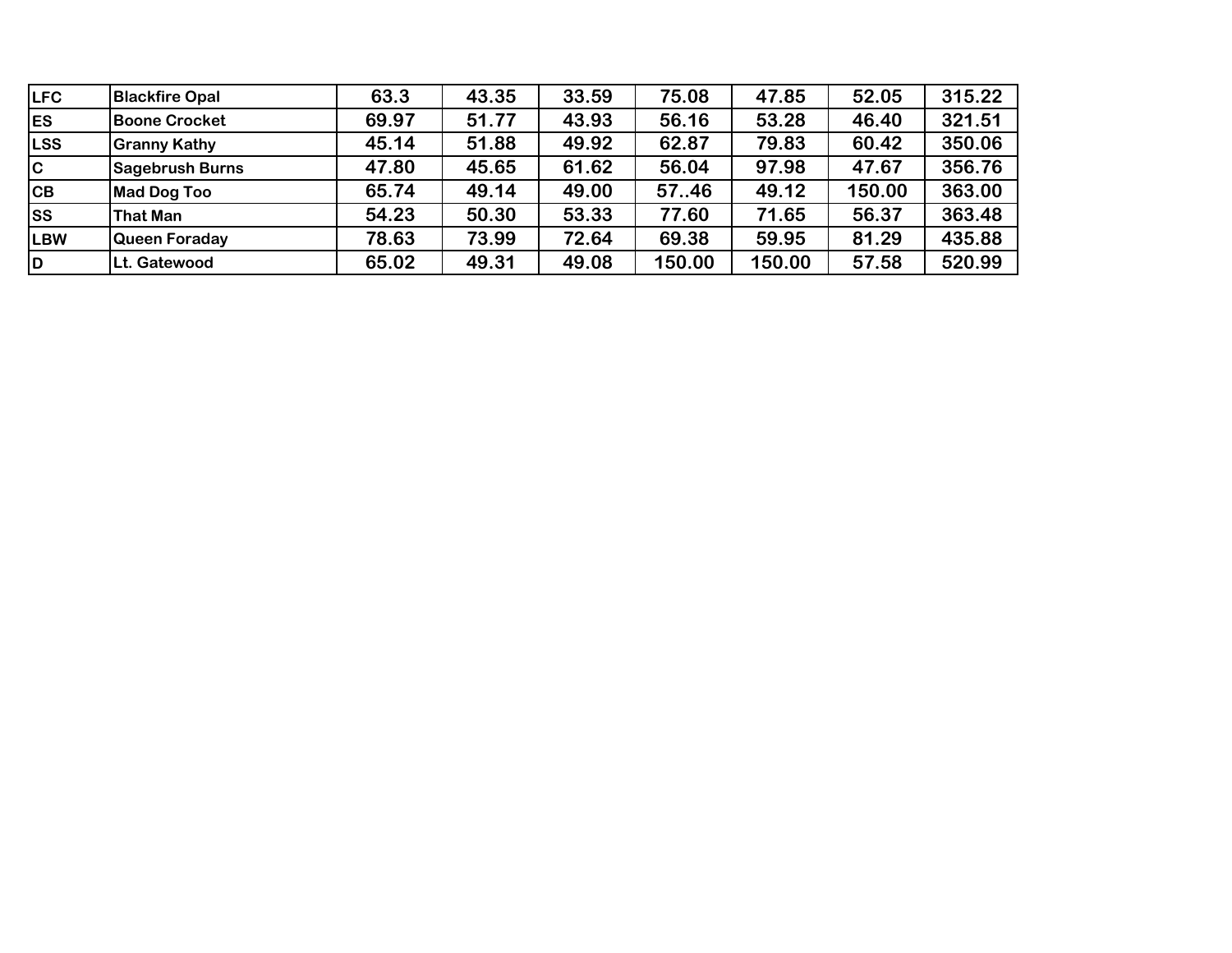| | | | | | | | | |
|---|---|---|---|---|---|---|---|---|
| LFC | Blackfire Opal | 63.3 | 43.35 | 33.59 | 75.08 | 47.85 | 52.05 | 315.22 |
| ES | Boone Crocket | 69.97 | 51.77 | 43.93 | 56.16 | 53.28 | 46.40 | 321.51 |
| LSS | Granny Kathy | 45.14 | 51.88 | 49.92 | 62.87 | 79.83 | 60.42 | 350.06 |
| C | Sagebrush Burns | 47.80 | 45.65 | 61.62 | 56.04 | 97.98 | 47.67 | 356.76 |
| CB | Mad Dog Too | 65.74 | 49.14 | 49.00 | 57..46 | 49.12 | 150.00 | 363.00 |
| SS | That Man | 54.23 | 50.30 | 53.33 | 77.60 | 71.65 | 56.37 | 363.48 |
| LBW | Queen Foraday | 78.63 | 73.99 | 72.64 | 69.38 | 59.95 | 81.29 | 435.88 |
| D | Lt. Gatewood | 65.02 | 49.31 | 49.08 | 150.00 | 150.00 | 57.58 | 520.99 |